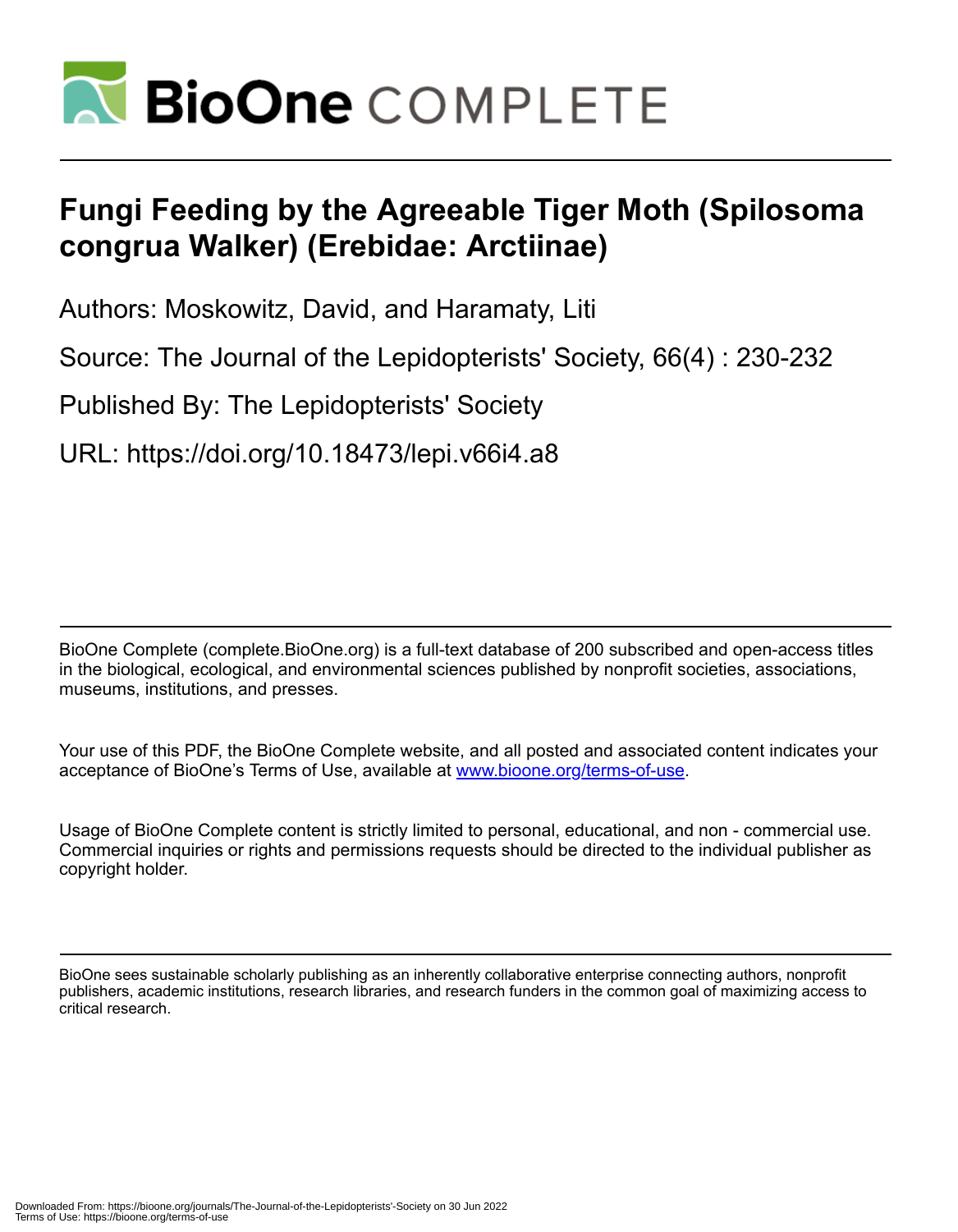# Fungi Feeding by the Agreeable Tiger Moth (Spilosoma congrua Walker) (Erebidae: Arctiinae)

Authors: Moskowitz, David, and Haramaty, Liti

Source: The Journal of the Lepidopterists' Society, 66(4) : 230-232

Published By: The Lepidopterists' Society

URL: https://doi.org/10.18473/lepi.v66i4.a8

BioOne Complete (complete.BioOne.org) is a full-text database of 200 subscribed and open-access titles in the biological, ecological, and environmental sciences published by nonprofit societies, associations, museums, institutions, and presses.

Your use of this PDF, the BioOne Complete website, and all posted and associated content indicates your acceptance of BioOne's Terms of Use, available at www.bioone.org/terms-of-use.

Usage of BioOne Complete content is strictly limited to personal, educational, and non - commercial use. Commercial inquiries or rights and permissions requests should be directed to the individual publisher as copyright holder.

BioOne sees sustainable scholarly publishing as an inherently collaborative enterprise connecting authors, nonprofit publishers, academic institutions, research libraries, and research funders in the common goal of maximizing access to critical research.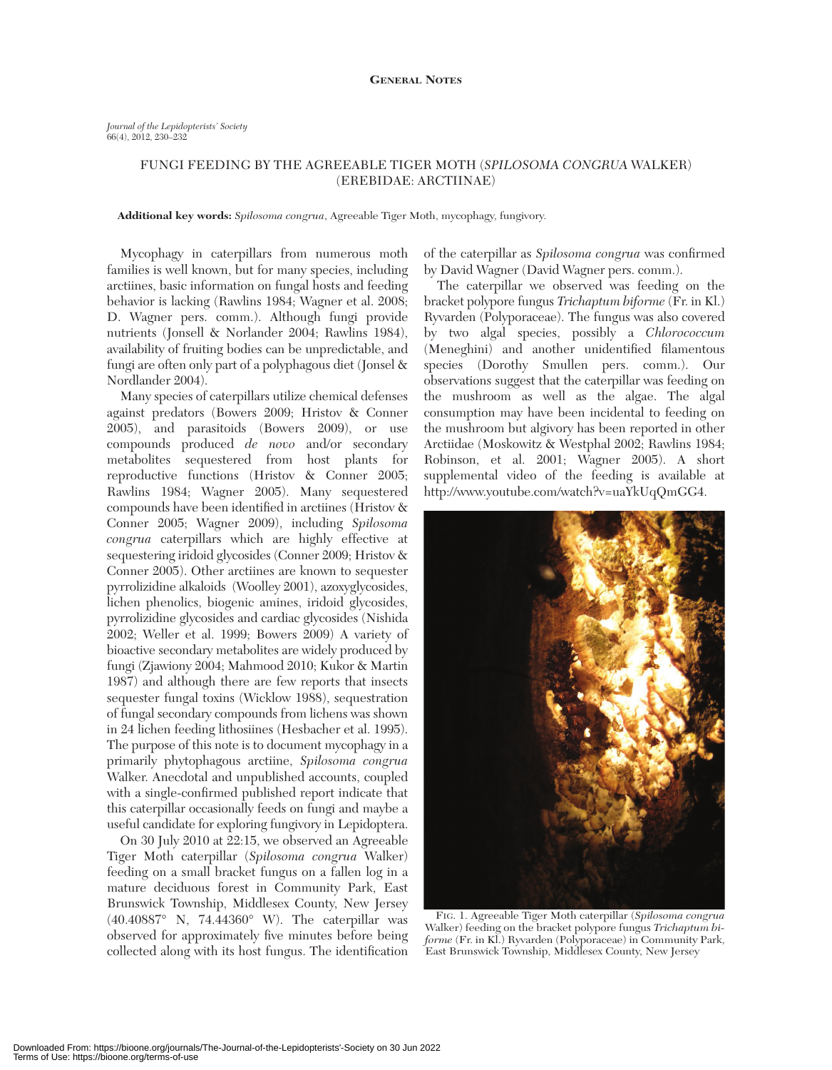# FUNGI FEEDING BY THE AGREEABLE TIGER MOTH (*SPILOSOMA CONGRUA* WALKER) (EREBIDAE: ARCTIINAE)

**Additional key words:** *Spilosoma congrua*, Agreeable Tiger Moth, mycophagy, fungivory.

Mycophagy in caterpillars from numerous moth families is well known, but for many species, including arctiines, basic information on fungal hosts and feeding behavior is lacking (Rawlins 1984; Wagner et al. 2008; D. Wagner pers. comm.). Although fungi provide nutrients (Jonsell & Norlander 2004; Rawlins 1984), availability of fruiting bodies can be unpredictable, and fungi are often only part of a polyphagous diet (Jonsel & Nordlander 2004).

Many species of caterpillars utilize chemical defenses against predators (Bowers 2009; Hristov & Conner 2005), and parasitoids (Bowers 2009), or use compounds produced *de novo* and/or secondary metabolites sequestered from host plants for reproductive functions (Hristov & Conner 2005; Rawlins 1984; Wagner 2005). Many sequestered compounds have been identified in arctiines (Hristov & Conner 2005; Wagner 2009), including *Spilosoma congrua* caterpillars which are highly effective at sequestering iridoid glycosides (Conner 2009; Hristov & Conner 2005). Other arctiines are known to sequester pyrrolizidine alkaloids (Woolley 2001), azoxyglycosides, lichen phenolics, biogenic amines, iridoid glycosides, pyrrolizidine glycosides and cardiac glycosides (Nishida 2002; Weller et al. 1999; Bowers 2009) A variety of bioactive secondary metabolites are widely produced by fungi (Zjawiony 2004; Mahmood 2010; Kukor & Martin 1987) and although there are few reports that insects sequester fungal toxins (Wicklow 1988), sequestration of fungal secondary compounds from lichens was shown in 24 lichen feeding lithosiines (Hesbacher et al. 1995). The purpose of this note is to document mycophagy in a primarily phytophagous arctiine, *Spilosoma congrua* Walker. Anecdotal and unpublished accounts, coupled with a single-confirmed published report indicate that this caterpillar occasionally feeds on fungi and maybe a useful candidate for exploring fungivory in Lepidoptera.

On 30 July 2010 at 22:15, we observed an Agreeable Tiger Moth caterpillar (*Spilosoma congrua* Walker) feeding on a small bracket fungus on a fallen log in a mature deciduous forest in Community Park, East Brunswick Township, Middlesex County, New Jersey (40.40887° N, 74.44360° W). The caterpillar was observed for approximately five minutes before being collected along with its host fungus. The identification of the caterpillar as *Spilosoma congrua* was confirmed by David Wagner (David Wagner pers. comm.).

The caterpillar we observed was feeding on the bracket polypore fungus *Trichaptum biforme* (Fr. in Kl.) Ryvarden (Polyporaceae). The fungus was also covered by two algal species, possibly a *Chlorococcum* (Meneghini) and another unidentified filamentous species (Dorothy Smullen pers. comm.). Our observations suggest that the caterpillar was feeding on the mushroom as well as the algae. The algal consumption may have been incidental to feeding on the mushroom but algivory has been reported in other Arctiidae (Moskowitz & Westphal 2002; Rawlins 1984; Robinson, et al. 2001; Wagner 2005). A short supplemental video of the feeding is available at http://www.youtube.com/watch?v=uaYkUqQmGG4.

FIG. 1. Agreeable Tiger Moth caterpillar (*Spilosoma congrua* Walker) feeding on the bracket polypore fungus *Trichaptum biforme* (Fr. in Kl.) Ryvarden (Polyporaceae) in Community Park, East Brunswick Township, Middlesex County, New Jersey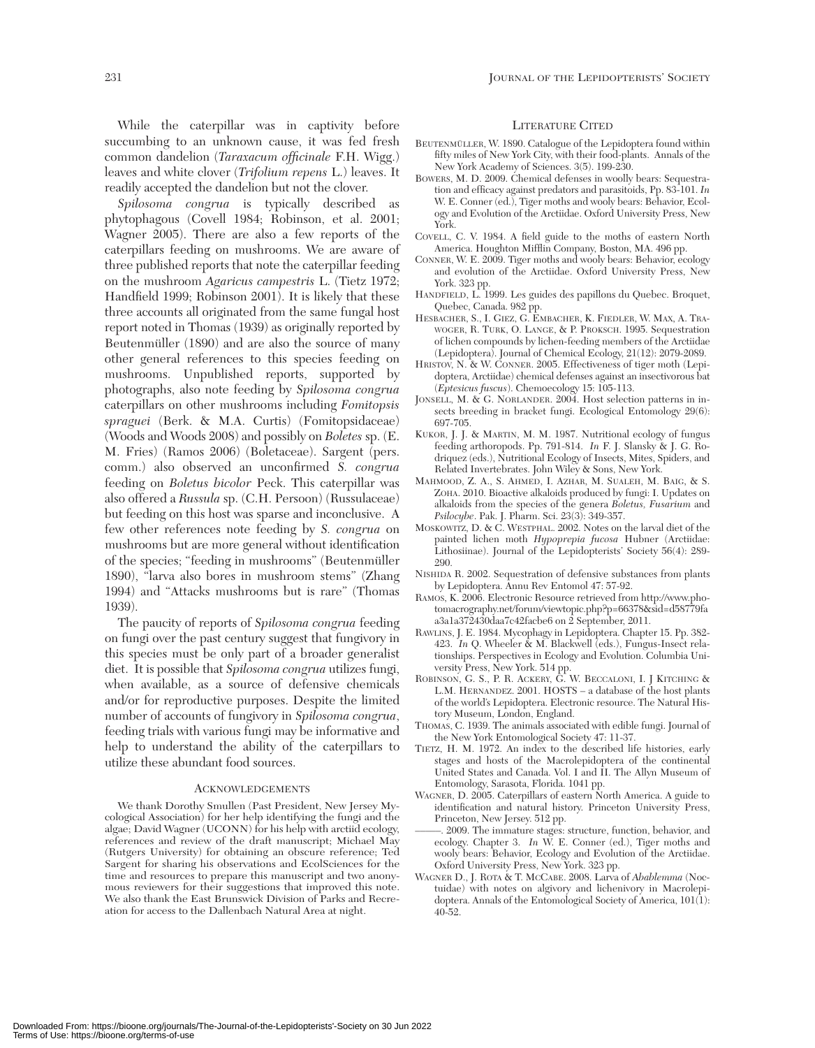While the caterpillar was in captivity before succumbing to an unknown cause, it was fed fresh common dandelion (*Taraxacum officinale* F.H. Wigg.) leaves and white clover (*Trifolium repens* L.) leaves. It readily accepted the dandelion but not the clover.

*Spilosoma congrua* is typically described as phytophagous (Covell 1984; Robinson, et al. 2001; Wagner 2005). There are also a few reports of the caterpillars feeding on mushrooms. We are aware of three published reports that note the caterpillar feeding on the mushroom *Agaricus campestris* L. (Tietz 1972; Handfield 1999; Robinson 2001). It is likely that these three accounts all originated from the same fungal host report noted in Thomas (1939) as originally reported by Beutenmüller (1890) and are also the source of many other general references to this species feeding on mushrooms. Unpublished reports, supported by photographs, also note feeding by *Spilosoma congrua* caterpillars on other mushrooms including *Fomitopsis spraguei* (Berk. & M.A. Curtis) (Fomitopsidaceae) (Woods and Woods 2008) and possibly on *Boletes* sp. (E. M. Fries) (Ramos 2006) (Boletaceae). Sargent (pers. comm.) also observed an unconfirmed *S. congrua* feeding on *Boletus bicolor* Peck. This caterpillar was also offered a *Russula* sp. (C.H. Persoon) (Russulaceae) but feeding on this host was sparse and inconclusive. A few other references note feeding by *S. congrua* on mushrooms but are more general without identification of the species; "feeding in mushrooms" (Beutenmüller 1890), "larva also bores in mushroom stems" (Zhang 1994) and "Attacks mushrooms but is rare" (Thomas 1939).

The paucity of reports of *Spilosoma congrua* feeding on fungi over the past century suggest that fungivory in this species must be only part of a broader generalist diet. It is possible that *Spilosoma congrua* utilizes fungi, when available, as a source of defensive chemicals and/or for reproductive purposes. Despite the limited number of accounts of fungivory in *Spilosoma congrua*, feeding trials with various fungi may be informative and help to understand the ability of the caterpillars to utilize these abundant food sources.

## Acknowledgements

We thank Dorothy Smullen (Past President, New Jersey Mycological Association) for her help identifying the fungi and the algae; David Wagner (UCONN) for his help with arctiid ecology, references and review of the draft manuscript; Michael May (Rutgers University) for obtaining an obscure reference; Ted Sargent for sharing his observations and EcolSciences for the time and resources to prepare this manuscript and two anonymous reviewers for their suggestions that improved this note. We also thank the East Brunswick Division of Parks and Recreation for access to the Dallenbach Natural Area at night.

## Literature Cited

Beutenmüller, W. 1890. Catalogue of the Lepidoptera found within fifty miles of New York City, with their food-plants. Annals of the New York Academy of Sciences. 3(5). 199-230.

Bowers, M. D. 2009. Chemical defenses in woolly bears: Sequestration and efficacy against predators and parasitoids, Pp. 83-101. *In* W. E. Conner (ed.), Tiger moths and wooly bears: Behavior, Ecology and Evolution of the Arctiidae. Oxford University Press, New York.

Covell, C. V. 1984. A field guide to the moths of eastern North America. Houghton Mifflin Company, Boston, MA. 496 pp.

Conner, W. E. 2009. Tiger moths and wooly bears: Behavior, ecology and evolution of the Arctiidae. Oxford University Press, New York. 323 pp.

Handfield, L. 1999. Les guides des papillons du Quebec. Broquet, Quebec, Canada. 982 pp.

Hesbacher, S., I. Giez, G. Embacher, K. Fiedler, W. Max, A. Trawoger, R. Turk, O. Lange, & P. Proksch. 1995. Sequestration of lichen compounds by lichen-feeding members of the Arctiidae (Lepidoptera). Journal of Chemical Ecology, 21(12): 2079-2089.

Hristov, N. & W. Conner. 2005. Effectiveness of tiger moth (Lepidoptera, Arctiidae) chemical defenses against an insectivorous bat (*Eptesicus fuscus*). Chemoecology 15: 105-113.

Jonsell, M. & G. Norlander. 2004. Host selection patterns in insects breeding in bracket fungi. Ecological Entomology 29(6): 697-705.

Kukor, J. J. & Martin, M. M. 1987. Nutritional ecology of fungus feeding arthoropods. Pp. 791-814. *In* F. J. Slansky & J. G. Rodriquez (eds.), Nutritional Ecology of Insects, Mites, Spiders, and Related Invertebrates. John Wiley & Sons, New York.

Mahmood, Z. A., S. Ahmed, I. Azhar, M. Sualeh, M. Baig, & S. Zoha. 2010. Bioactive alkaloids produced by fungi: I. Updates on alkaloids from the species of the genera *Boletus, Fusarium* and *Psilocybe*. Pak. J. Pharm. Sci. 23(3): 349-357.

Moskowitz, D. & C. Westphal. 2002. Notes on the larval diet of the painted lichen moth *Hypoprepia fucosa* Hubner (Arctiidae: Lithosiinae). Journal of the Lepidopterists' Society 56(4): 289-290.

Nishida R. 2002. Sequestration of defensive substances from plants by Lepidoptera. Annu Rev Entomol 47: 57-92.

Ramos, K. 2006. Electronic Resource retrieved from http://www.photomacrography.net/forum/viewtopic.php?p=66378&sid=d58779faa3a1a372430daa7c42facbe6 on 2 September, 2011.

Rawlins, J. E. 1984. Mycophagy in Lepidoptera. Chapter 15. Pp. 382-423. *In* Q. Wheeler & M. Blackwell (eds.), Fungus-Insect relationships. Perspectives in Ecology and Evolution. Columbia University Press, New York. 514 pp.

Robinson, G. S., P. R. Ackery, G. W. Beccaloni, I. J Kitching & L.M. Hernandez. 2001. HOSTS – a database of the host plants of the world's Lepidoptera. Electronic resource. The Natural History Museum, London, England.

Thomas, C. 1939. The animals associated with edible fungi. Journal of the New York Entomological Society 47: 11-37.

Tietz, H. M. 1972. An index to the described life histories, early stages and hosts of the Macrolepidoptera of the continental United States and Canada. Vol. I and II. The Allyn Museum of Entomology, Sarasota, Florida. 1041 pp.

Wagner, D. 2005. Caterpillars of eastern North America. A guide to identification and natural history. Princeton University Press, Princeton, New Jersey. 512 pp.

———. 2009. The immature stages: structure, function, behavior, and ecology. Chapter 3. *In* W. E. Conner (ed.), Tiger moths and wooly bears: Behavior, Ecology and Evolution of the Arctiidae. Oxford University Press, New York. 323 pp.

Wagner D., J. Rota & T. McCabe. 2008. Larva of *Abablemma* (Noctuidae) with notes on algivory and lichenivory in Macrolepidoptera. Annals of the Entomological Society of America, 101(1): 40-52.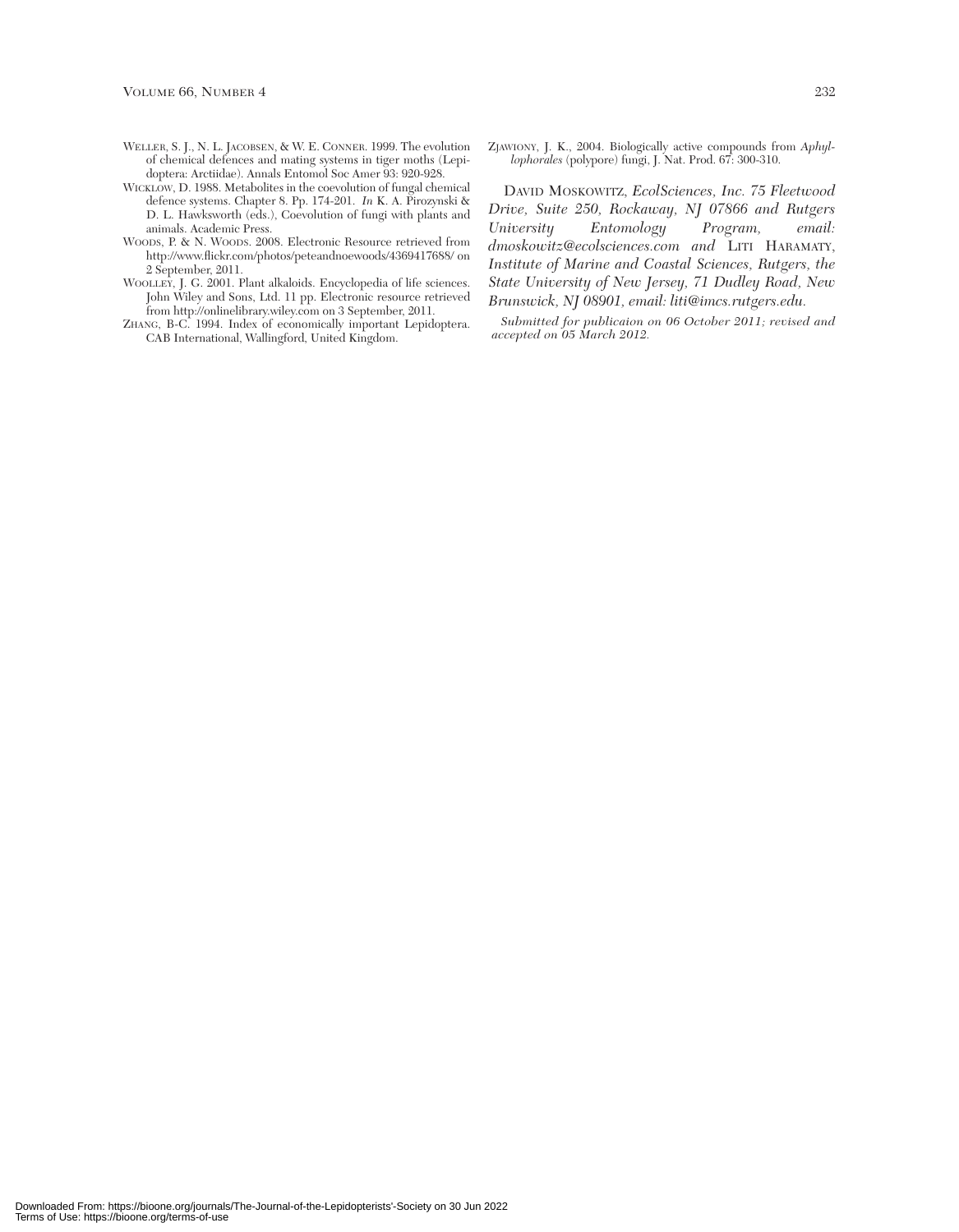WELLER, S. J., N. L. JACOBSEN, & W. E. CONNER. 1999. The evolution of chemical defences and mating systems in tiger moths (Lepidoptera: Arctiidae). Annals Entomol Soc Amer 93: 920-928.

WICKLOW, D. 1988. Metabolites in the coevolution of fungal chemical defence systems. Chapter 8. Pp. 174-201. *In* K. A. Pirozynski & D. L. Hawksworth (eds.), Coevolution of fungi with plants and animals. Academic Press.

WOODS, P. & N. WOODS. 2008. Electronic Resource retrieved from http://www.flickr.com/photos/peteandnoewoods/4369417688/ on 2 September, 2011.

WOOLLEY, J. G. 2001. Plant alkaloids. Encyclopedia of life sciences. John Wiley and Sons, Ltd. 11 pp. Electronic resource retrieved from http://onlinelibrary.wiley.com on 3 September, 2011.

ZHANG, B-C. 1994. Index of economically important Lepidoptera. CAB International, Wallingford, United Kingdom.

ZJAWIONY, J. K., 2004. Biologically active compounds from *Aphyllophorales* (polypore) fungi, J. Nat. Prod. 67: 300-310.

DAVID MOSKOWITZ, *EcolSciences, Inc. 75 Fleetwood Drive, Suite 250, Rockaway, NJ 07866 and Rutgers University Entomology Program, email: dmoskowitz@ecolsciences.com and* LITI HARAMATY, *Institute of Marine and Coastal Sciences, Rutgers, the State University of New Jersey, 71 Dudley Road, New Brunswick, NJ 08901, email: liti@imcs.rutgers.edu.*

*Submitted for publicaion on 06 October 2011; revised and accepted on 05 March 2012.*